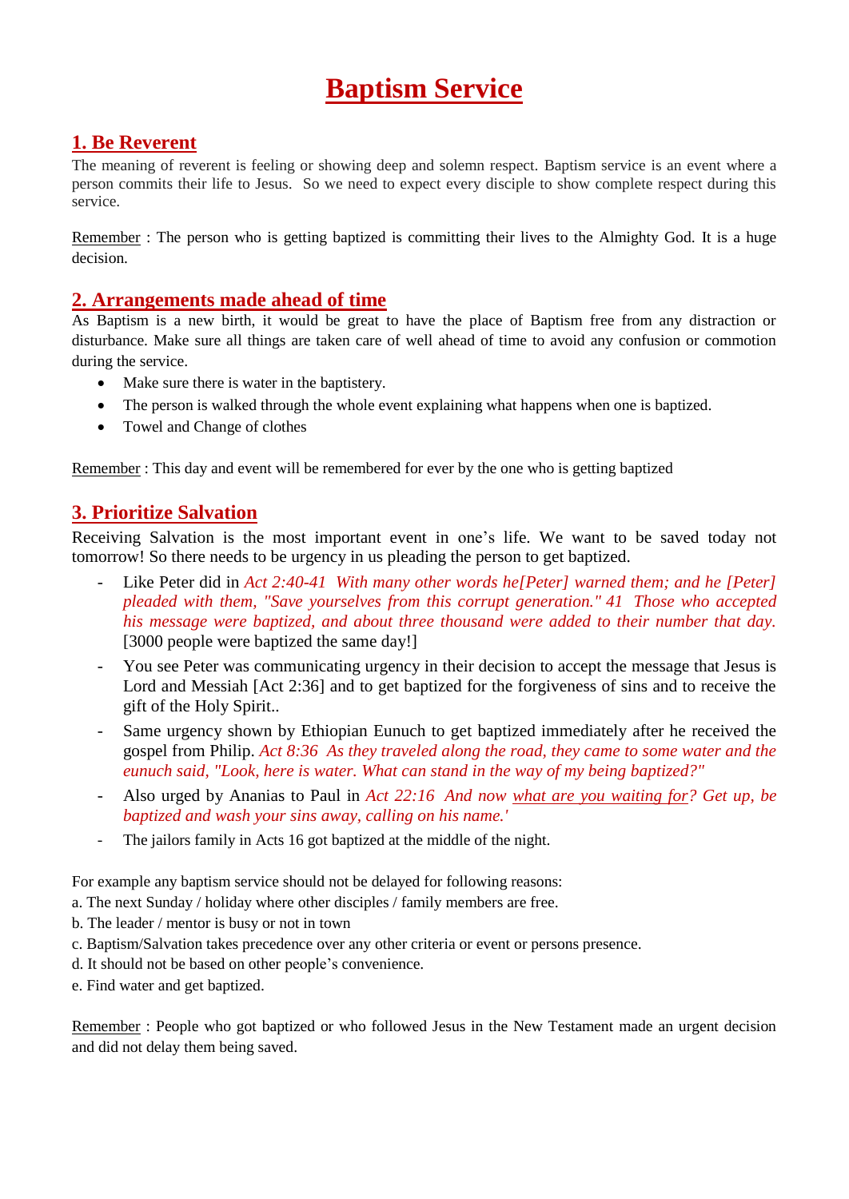# Baptism Service

## 1. Be Reverent

The meaning of reverent is feeling or showing deep and solemn respect. Baptism service is an event where a person commits their life to Jesus. So we need to expect every disciple to show complete respect during this service.

Remember : The person who is getting baptized is committing their lives to the Almighty God. It is a huge decision.

## 2. Arrangements made ahead of time

As Baptism is a new birth, it would be great to have the place of Baptism free from any distraction or disturbance. Make sure all things are taken care of well ahead of time to avoid any confusion or commotion during the service.

- Make sure there is water in the baptistery.
- The person is walked through the whole event explaining what happens when one is baptized.
- Towel and Change of clothes

Remember : This day and event will be remembered for ever by the one who is getting baptized

## 3. Prioritize Salvation

Receiving Salvation is the most important event in one's life. We want to be saved today not tomorrow! So there needs to be urgency in us pleading the person to get baptized.

- Like Peter did in *Act 2:40-41 With many other words he[Peter] warned them; and he [Peter] pleaded with them, "Save yourselves from this corrupt generation." 41 Those who accepted his message were baptized, and about three thousand were added to their number that day.* [3000 people were baptized the same day!]
- You see Peter was communicating urgency in their decision to accept the message that Jesus is Lord and Messiah [Act 2:36] and to get baptized for the forgiveness of sins and to receive the gift of the Holy Spirit..
- Same urgency shown by Ethiopian Eunuch to get baptized immediately after he received the gospel from Philip. *Act 8:36 As they traveled along the road, they came to some water and the eunuch said, "Look, here is water. What can stand in the way of my being baptized?"*
- Also urged by Ananias to Paul in *Act 22:16 And now what are you waiting for? Get up, be baptized and wash your sins away, calling on his name.'*
- The jailors family in Acts 16 got baptized at the middle of the night.

For example any baptism service should not be delayed for following reasons:

a. The next Sunday / holiday where other disciples / family members are free.
b. The leader / mentor is busy or not in town
c. Baptism/Salvation takes precedence over any other criteria or event or persons presence.
d. It should not be based on other people's convenience.
e. Find water and get baptized.

Remember : People who got baptized or who followed Jesus in the New Testament made an urgent decision and did not delay them being saved.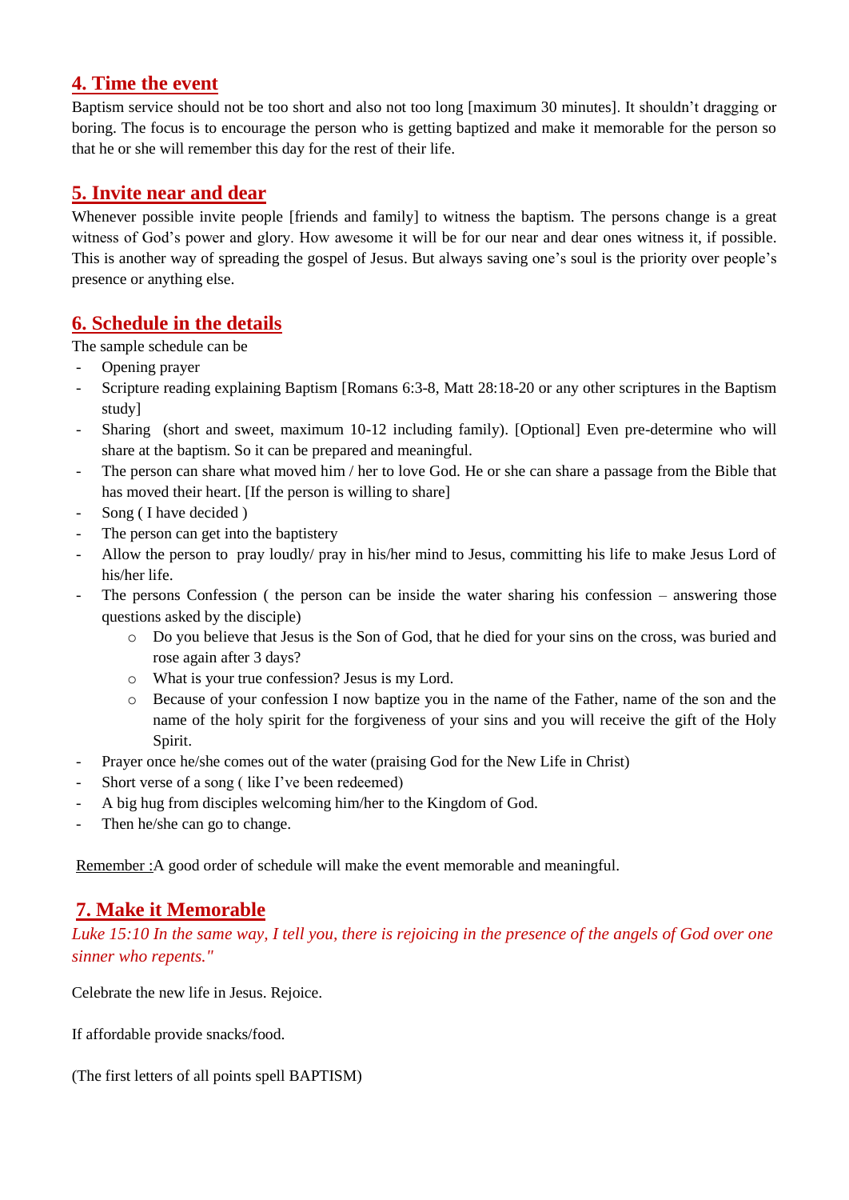## 4. Time the event

Baptism service should not be too short and also not too long [maximum 30 minutes]. It shouldn't dragging or boring. The focus is to encourage the person who is getting baptized and make it memorable for the person so that he or she will remember this day for the rest of their life.

## 5. Invite near and dear

Whenever possible invite people [friends and family] to witness the baptism. The persons change is a great witness of God's power and glory. How awesome it will be for our near and dear ones witness it, if possible. This is another way of spreading the gospel of Jesus. But always saving one's soul is the priority over people's presence or anything else.

## 6. Schedule in the details

The sample schedule can be

- Opening prayer
- Scripture reading explaining Baptism [Romans 6:3-8, Matt 28:18-20 or any other scriptures in the Baptism study]
- Sharing (short and sweet, maximum 10-12 including family). [Optional] Even pre-determine who will share at the baptism. So it can be prepared and meaningful.
- The person can share what moved him / her to love God. He or she can share a passage from the Bible that has moved their heart. [If the person is willing to share]
- Song ( I have decided )
- The person can get into the baptistery
- Allow the person to pray loudly/ pray in his/her mind to Jesus, committing his life to make Jesus Lord of his/her life.
- The persons Confession ( the person can be inside the water sharing his confession – answering those questions asked by the disciple)
    - Do you believe that Jesus is the Son of God, that he died for your sins on the cross, was buried and rose again after 3 days?
    - What is your true confession? Jesus is my Lord.
    - Because of your confession I now baptize you in the name of the Father, name of the son and the name of the holy spirit for the forgiveness of your sins and you will receive the gift of the Holy Spirit.
- Prayer once he/she comes out of the water (praising God for the New Life in Christ)
- Short verse of a song ( like I've been redeemed)
- A big hug from disciples welcoming him/her to the Kingdom of God.
- Then he/she can go to change.

Remember :A good order of schedule will make the event memorable and meaningful.

## 7. Make it Memorable

*Luke 15:10 In the same way, I tell you, there is rejoicing in the presence of the angels of God over one sinner who repents."*

Celebrate the new life in Jesus. Rejoice.

If affordable provide snacks/food.

(The first letters of all points spell BAPTISM)